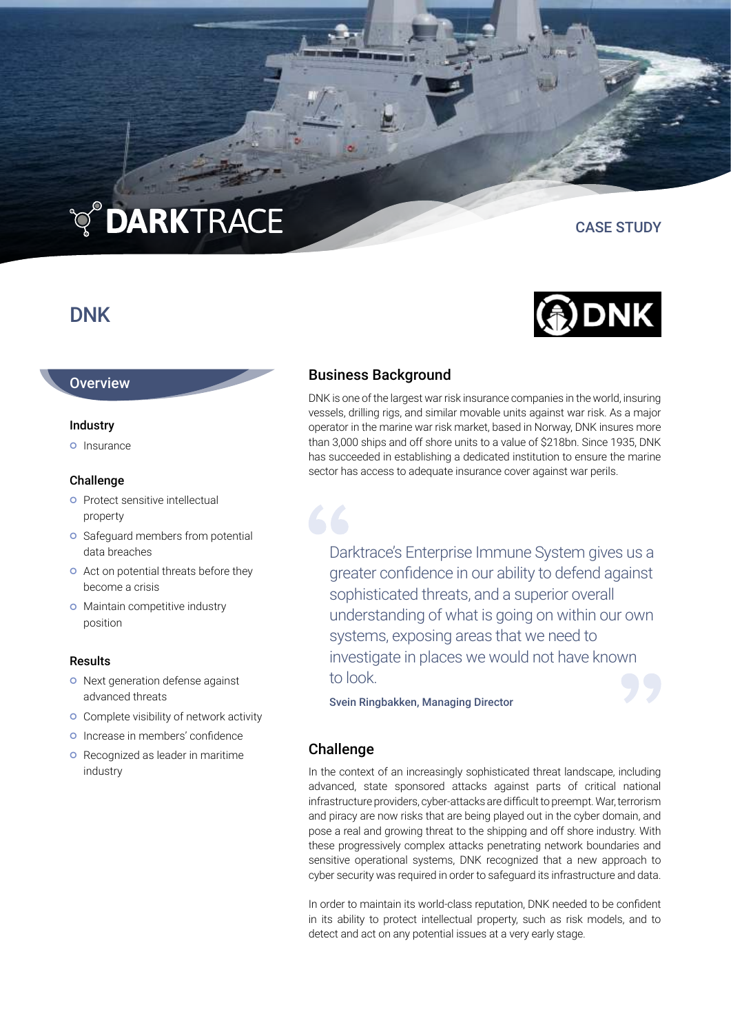DARKTRACE

CASE STUDY

# DNK

## Overview

### Industry

- Insurance

### Challenge

- Protect sensitive intellectual property
- Safeguard members from potential data breaches
- Act on potential threats before they become a crisis
- Maintain competitive industry position

### Results

- Next generation defense against advanced threats
- Complete visibility of network activity
- Increase in members' confidence
- Recognized as leader in maritime industry

## Business Background

DNK is one of the largest war risk insurance companies in the world, insuring vessels, drilling rigs, and similar movable units against war risk. As a major operator in the marine war risk market, based in Norway, DNK insures more than 3,000 ships and off shore units to a value of $218bn. Since 1935, DNK has succeeded in establishing a dedicated institution to ensure the marine sector has access to adequate insurance cover against war perils.

> Darktrace's Enterprise Immune System gives us a greater confidence in our ability to defend against sophisticated threats, and a superior overall understanding of what is going on within our own systems, exposing areas that we need to investigate in places we would not have known to look.
>
> **Svein Ringbakken, Managing Director**

## Challenge

In the context of an increasingly sophisticated threat landscape, including advanced, state sponsored attacks against parts of critical national infrastructure providers, cyber-attacks are difficult to preempt. War, terrorism and piracy are now risks that are being played out in the cyber domain, and pose a real and growing threat to the shipping and off shore industry. With these progressively complex attacks penetrating network boundaries and sensitive operational systems, DNK recognized that a new approach to cyber security was required in order to safeguard its infrastructure and data.

In order to maintain its world-class reputation, DNK needed to be confident in its ability to protect intellectual property, such as risk models, and to detect and act on any potential issues at a very early stage.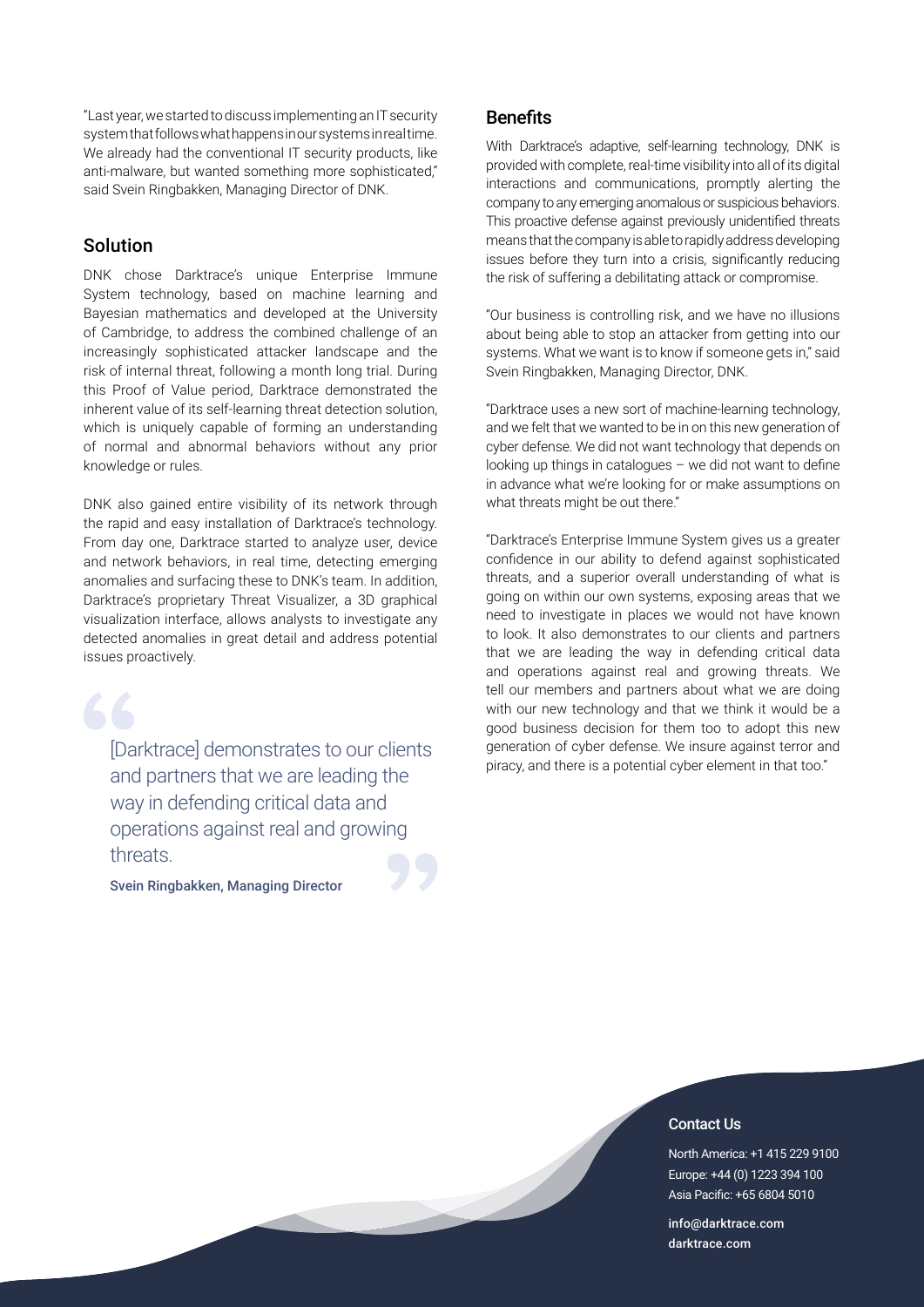"Last year, we started to discuss implementing an IT security system that follows what happens in our systems in real time. We already had the conventional IT security products, like anti-malware, but wanted something more sophisticated," said Svein Ringbakken, Managing Director of DNK.

## Solution

DNK chose Darktrace's unique Enterprise Immune System technology, based on machine learning and Bayesian mathematics and developed at the University of Cambridge, to address the combined challenge of an increasingly sophisticated attacker landscape and the risk of internal threat, following a month long trial. During this Proof of Value period, Darktrace demonstrated the inherent value of its self-learning threat detection solution, which is uniquely capable of forming an understanding of normal and abnormal behaviors without any prior knowledge or rules.

DNK also gained entire visibility of its network through the rapid and easy installation of Darktrace's technology. From day one, Darktrace started to analyze user, device and network behaviors, in real time, detecting emerging anomalies and surfacing these to DNK's team. In addition, Darktrace's proprietary Threat Visualizer, a 3D graphical visualization interface, allows analysts to investigate any detected anomalies in great detail and address potential issues proactively.

> [Darktrace] demonstrates to our clients and partners that we are leading the way in defending critical data and operations against real and growing threats.
>
> **Svein Ringbakken, Managing Director**

## Benefits

With Darktrace's adaptive, self-learning technology, DNK is provided with complete, real-time visibility into all of its digital interactions and communications, promptly alerting the company to any emerging anomalous or suspicious behaviors. This proactive defense against previously unidentified threats means that the company is able to rapidly address developing issues before they turn into a crisis, significantly reducing the risk of suffering a debilitating attack or compromise.

"Our business is controlling risk, and we have no illusions about being able to stop an attacker from getting into our systems. What we want is to know if someone gets in," said Svein Ringbakken, Managing Director, DNK.

"Darktrace uses a new sort of machine-learning technology, and we felt that we wanted to be in on this new generation of cyber defense. We did not want technology that depends on looking up things in catalogues – we did not want to define in advance what we're looking for or make assumptions on what threats might be out there."

"Darktrace's Enterprise Immune System gives us a greater confidence in our ability to defend against sophisticated threats, and a superior overall understanding of what is going on within our own systems, exposing areas that we need to investigate in places we would not have known to look. It also demonstrates to our clients and partners that we are leading the way in defending critical data and operations against real and growing threats. We tell our members and partners about what we are doing with our new technology and that we think it would be a good business decision for them too to adopt this new generation of cyber defense. We insure against terror and piracy, and there is a potential cyber element in that too."

### Contact Us

North America: +1 415 229 9100
Europe: +44 (0) 1223 394 100
Asia Pacific: +65 6804 5010

info@darktrace.com
darktrace.com